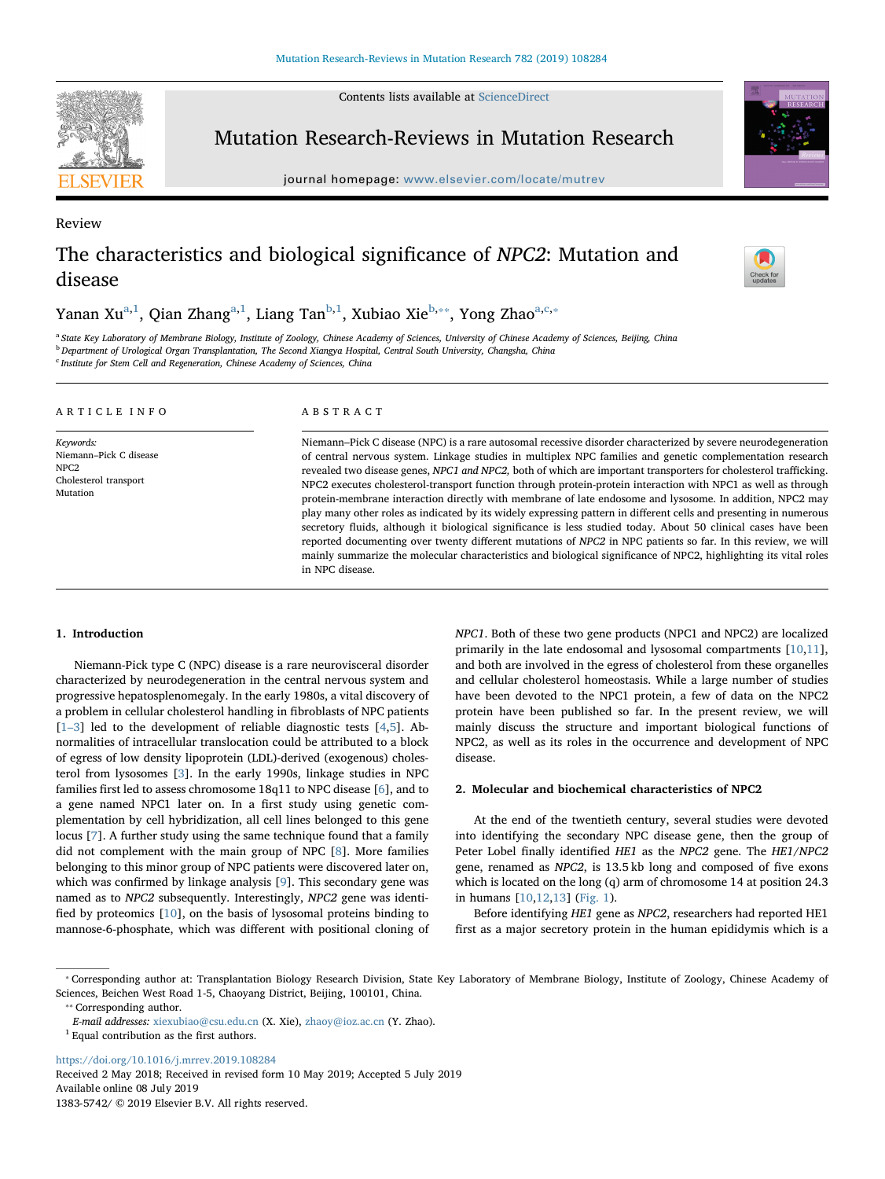Review

# The characteristics and biological significance of *NPC2*: Mutation and disease

Yanan Xu[a,1], Qian Zhang[a,1], Liang Tan[b,1], Xubiao Xie[b,**], Yong Zhao[a,c,*]

[a] State Key Laboratory of Membrane Biology, Institute of Zoology, Chinese Academy of Sciences, University of Chinese Academy of Sciences, Beijing, China
[b] Department of Urological Organ Transplantation, The Second Xiangya Hospital, Central South University, Changsha, China
[c] Institute for Stem Cell and Regeneration, Chinese Academy of Sciences, China

## ARTICLE INFO

*Keywords:*
Niemann–Pick C disease
NPC2
Cholesterol transport
Mutation

## ABSTRACT

Niemann–Pick C disease (NPC) is a rare autosomal recessive disorder characterized by severe neurodegeneration of central nervous system. Linkage studies in multiplex NPC families and genetic complementation research revealed two disease genes, *NPC1 and NPC2*, both of which are important transporters for cholesterol trafficking. NPC2 executes cholesterol-transport function through protein-protein interaction with NPC1 as well as through protein-membrane interaction directly with membrane of late endosome and lysosome. In addition, NPC2 may play many other roles as indicated by its widely expressing pattern in different cells and presenting in numerous secretory fluids, although it biological significance is less studied today. About 50 clinical cases have been reported documenting over twenty different mutations of *NPC2* in NPC patients so far. In this review, we will mainly summarize the molecular characteristics and biological significance of NPC2, highlighting its vital roles in NPC disease.

## 1. Introduction

Niemann-Pick type C (NPC) disease is a rare neurovisceral disorder characterized by neurodegeneration in the central nervous system and progressive hepatosplenomegaly. In the early 1980s, a vital discovery of a problem in cellular cholesterol handling in fibroblasts of NPC patients [1–3] led to the development of reliable diagnostic tests [4,5]. Abnormalities of intracellular translocation could be attributed to a block of egress of low density lipoprotein (LDL)-derived (exogenous) cholesterol from lysosomes [3]. In the early 1990s, linkage studies in NPC families first led to assess chromosome 18q11 to NPC disease [6], and to a gene named NPC1 later on. In a first study using genetic complementation by cell hybridization, all cell lines belonged to this gene locus [7]. A further study using the same technique found that a family did not complement with the main group of NPC [8]. More families belonging to this minor group of NPC patients were discovered later on, which was confirmed by linkage analysis [9]. This secondary gene was named as to *NPC2* subsequently. Interestingly, *NPC2* gene was identified by proteomics [10], on the basis of lysosomal proteins binding to mannose-6-phosphate, which was different with positional cloning of *NPC1*. Both of these two gene products (NPC1 and NPC2) are localized primarily in the late endosomal and lysosomal compartments [10,11], and both are involved in the egress of cholesterol from these organelles and cellular cholesterol homeostasis. While a large number of studies have been devoted to the NPC1 protein, a few of data on the NPC2 protein have been published so far. In the present review, we will mainly discuss the structure and important biological functions of NPC2, as well as its roles in the occurrence and development of NPC disease.

## 2. Molecular and biochemical characteristics of NPC2

At the end of the twentieth century, several studies were devoted into identifying the secondary NPC disease gene, then the group of Peter Lobel finally identified *HE1* as the *NPC2* gene. The *HE1/NPC2* gene, renamed as *NPC2*, is 13.5 kb long and composed of five exons which is located on the long (q) arm of chromosome 14 at position 24.3 in humans [10,12,13] (Fig. 1).

Before identifying *HE1* gene as *NPC2*, researchers had reported HE1 first as a major secretory protein in the human epididymis which is a

---

* Corresponding author at: Transplantation Biology Research Division, State Key Laboratory of Membrane Biology, Institute of Zoology, Chinese Academy of Sciences, Beichen West Road 1-5, Chaoyang District, Beijing, 100101, China.
** Corresponding author.
*E-mail addresses:* xiexubiao@csu.edu.cn (X. Xie), zhaoy@ioz.ac.cn (Y. Zhao).
[1] Equal contribution as the first authors.

https://doi.org/10.1016/j.mrrev.2019.108284
Received 2 May 2018; Received in revised form 10 May 2019; Accepted 5 July 2019
Available online 08 July 2019
1383-5742/ © 2019 Elsevier B.V. All rights reserved.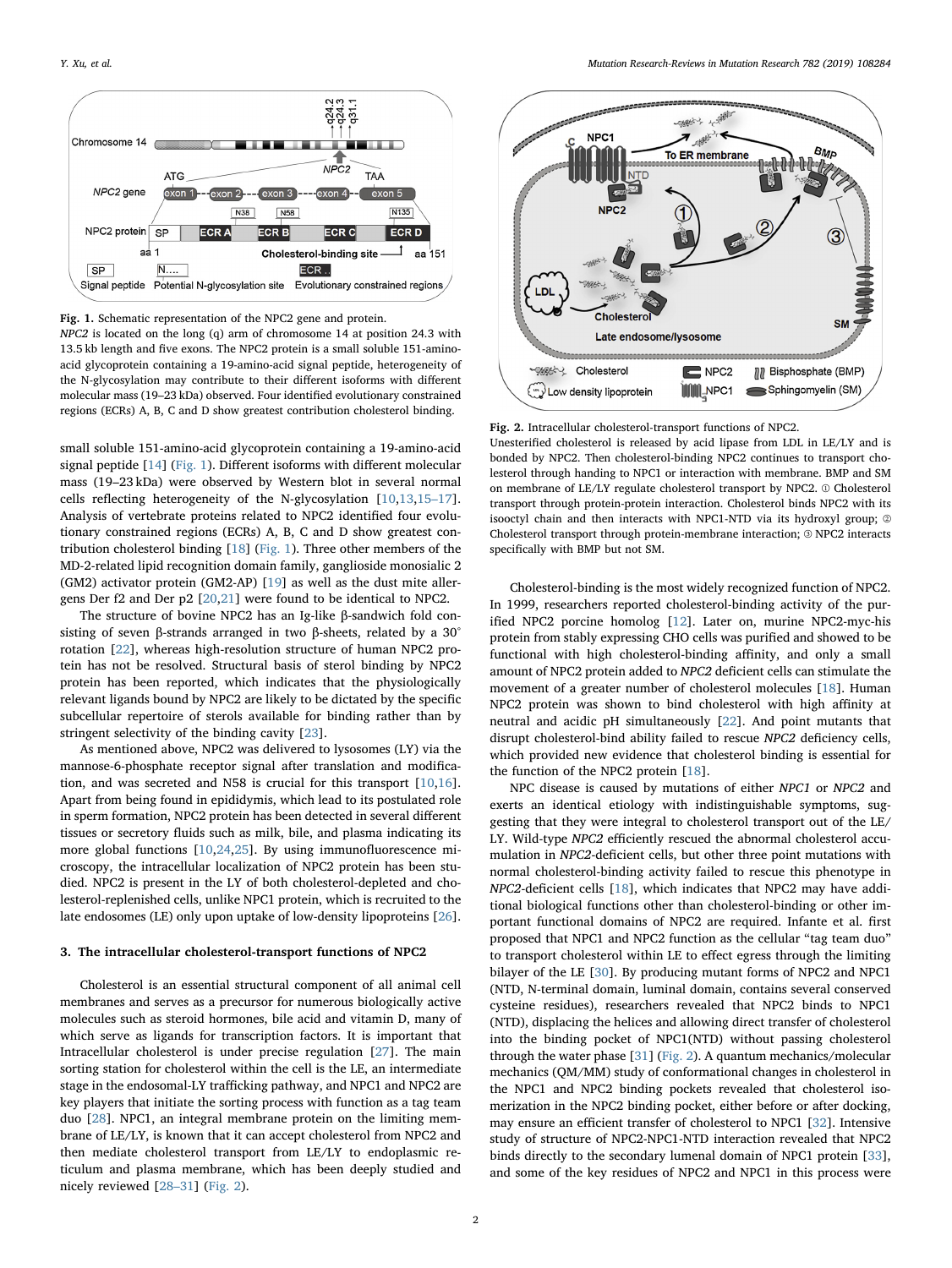**Fig. 1.** Schematic representation of the NPC2 gene and protein.
*NPC2* is located on the long (q) arm of chromosome 14 at position 24.3 with 13.5 kb length and five exons. The NPC2 protein is a small soluble 151-amino-acid glycoprotein containing a 19-amino-acid signal peptide, heterogeneity of the N-glycosylation may contribute to their different isoforms with different molecular mass (19–23 kDa) observed. Four identified evolutionary constrained regions (ECRs) A, B, C and D show greatest contribution cholesterol binding.

small soluble 151-amino-acid glycoprotein containing a 19-amino-acid signal peptide [14] (Fig. 1). Different isoforms with different molecular mass (19–23 kDa) were observed by Western blot in several normal cells reflecting heterogeneity of the N-glycosylation [10,13,15–17]. Analysis of vertebrate proteins related to NPC2 identified four evolutionary constrained regions (ECRs) A, B, C and D show greatest contribution cholesterol binding [18] (Fig. 1). Three other members of the MD-2-related lipid recognition domain family, ganglioside monosialic 2 (GM2) activator protein (GM2-AP) [19] as well as the dust mite allergens Der f2 and Der p2 [20,21] were found to be identical to NPC2.

The structure of bovine NPC2 has an Ig-like β-sandwich fold consisting of seven β-strands arranged in two β-sheets, related by a 30° rotation [22], whereas high-resolution structure of human NPC2 protein has not be resolved. Structural basis of sterol binding by NPC2 protein has been reported, which indicates that the physiologically relevant ligands bound by NPC2 are likely to be dictated by the specific subcellular repertoire of sterols available for binding rather than by stringent selectivity of the binding cavity [23].

As mentioned above, NPC2 was delivered to lysosomes (LY) via the mannose-6-phosphate receptor signal after translation and modification, and was secreted and N58 is crucial for this transport [10,16]. Apart from being found in epididymis, which lead to its postulated role in sperm formation, NPC2 protein has been detected in several different tissues or secretory fluids such as milk, bile, and plasma indicating its more global functions [10,24,25]. By using immunofluorescence microscopy, the intracellular localization of NPC2 protein has been studied. NPC2 is present in the LY of both cholesterol-depleted and cholesterol-replenished cells, unlike NPC1 protein, which is recruited to the late endosomes (LE) only upon uptake of low-density lipoproteins [26].

## 3. The intracellular cholesterol-transport functions of NPC2

Cholesterol is an essential structural component of all animal cell membranes and serves as a precursor for numerous biologically active molecules such as steroid hormones, bile acid and vitamin D, many of which serve as ligands for transcription factors. It is important that Intracellular cholesterol is under precise regulation [27]. The main sorting station for cholesterol within the cell is the LE, an intermediate stage in the endosomal-LY trafficking pathway, and NPC1 and NPC2 are key players that initiate the sorting process with function as a tag team duo [28]. NPC1, an integral membrane protein on the limiting membrane of LE/LY, is known that it can accept cholesterol from NPC2 and then mediate cholesterol transport from LE/LY to endoplasmic reticulum and plasma membrane, which has been deeply studied and nicely reviewed [28–31] (Fig. 2).

**Fig. 2.** Intracellular cholesterol-transport functions of NPC2.
Unesterified cholesterol is released by acid lipase from LDL in LE/LY and is bonded by NPC2. Then cholesterol-binding NPC2 continues to transport cholesterol through handing to NPC1 or interaction with membrane. BMP and SM on membrane of LE/LY regulate cholesterol transport by NPC2. ① Cholesterol transport through protein-protein interaction. Cholesterol binds NPC2 with its isooctyl chain and then interacts with NPC1-NTD via its hydroxyl group; ② Cholesterol transport through protein-membrane interaction; ③ NPC2 interacts specifically with BMP but not SM.

Cholesterol-binding is the most widely recognized function of NPC2. In 1999, researchers reported cholesterol-binding activity of the purified NPC2 porcine homolog [12]. Later on, murine NPC2-myc-his protein from stably expressing CHO cells was purified and showed to be functional with high cholesterol-binding affinity, and only a small amount of NPC2 protein added to *NPC2* deficient cells can stimulate the movement of a greater number of cholesterol molecules [18]. Human NPC2 protein was shown to bind cholesterol with high affinity at neutral and acidic pH simultaneously [22]. And point mutants that disrupt cholesterol-bind ability failed to rescue *NPC2* deficiency cells, which provided new evidence that cholesterol binding is essential for the function of the NPC2 protein [18].

NPC disease is caused by mutations of either *NPC1* or *NPC2* and exerts an identical etiology with indistinguishable symptoms, suggesting that they were integral to cholesterol transport out of the LE/LY. Wild-type *NPC2* efficiently rescued the abnormal cholesterol accumulation in *NPC2*-deficient cells, but other three point mutations with normal cholesterol-binding activity failed to rescue this phenotype in *NPC2*-deficient cells [18], which indicates that NPC2 may have additional biological functions other than cholesterol-binding or other important functional domains of NPC2 are required. Infante et al. first proposed that NPC1 and NPC2 function as the cellular "tag team duo" to transport cholesterol within LE to effect egress through the limiting bilayer of the LE [30]. By producing mutant forms of NPC2 and NPC1 (NTD, N-terminal domain, luminal domain, contains several conserved cysteine residues), researchers revealed that NPC2 binds to NPC1 (NTD), displacing the helices and allowing direct transfer of cholesterol into the binding pocket of NPC1(NTD) without passing cholesterol through the water phase [31] (Fig. 2). A quantum mechanics/molecular mechanics (QM/MM) study of conformational changes in cholesterol in the NPC1 and NPC2 binding pockets revealed that cholesterol isomerization in the NPC2 binding pocket, either before or after docking, may ensure an efficient transfer of cholesterol to NPC1 [32]. Intensive study of structure of NPC2-NPC1-NTD interaction revealed that NPC2 binds directly to the secondary lumenal domain of NPC1 protein [33], and some of the key residues of NPC2 and NPC1 in this process were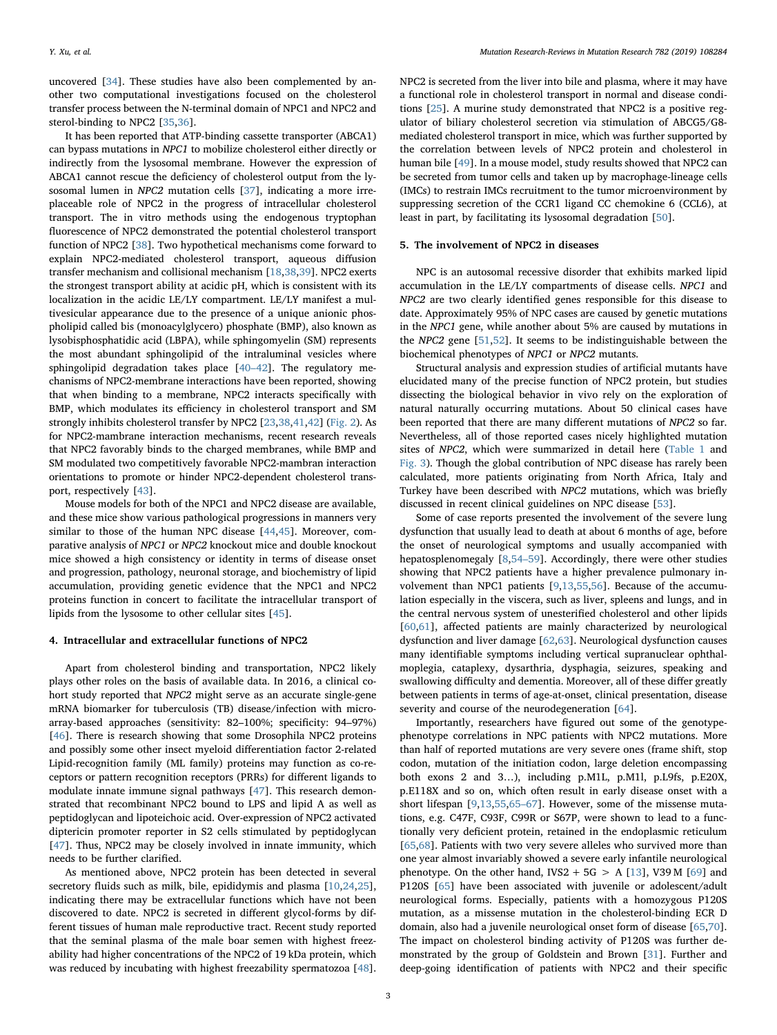uncovered [34]. These studies have also been complemented by another two computational investigations focused on the cholesterol transfer process between the N-terminal domain of NPC1 and NPC2 and sterol-binding to NPC2 [35,36].

It has been reported that ATP-binding cassette transporter (ABCA1) can bypass mutations in *NPC1* to mobilize cholesterol either directly or indirectly from the lysosomal membrane. However the expression of ABCA1 cannot rescue the deficiency of cholesterol output from the lysosomal lumen in *NPC2* mutation cells [37], indicating a more irreplaceable role of NPC2 in the progress of intracellular cholesterol transport. The in vitro methods using the endogenous tryptophan fluorescence of NPC2 demonstrated the potential cholesterol transport function of NPC2 [38]. Two hypothetical mechanisms come forward to explain NPC2-mediated cholesterol transport, aqueous diffusion transfer mechanism and collisional mechanism [18,38,39]. NPC2 exerts the strongest transport ability at acidic pH, which is consistent with its localization in the acidic LE/LY compartment. LE/LY manifest a multivesicular appearance due to the presence of a unique anionic phospholipid called bis (monoacylglycero) phosphate (BMP), also known as lysobisphosphatidic acid (LBPA), while sphingomyelin (SM) represents the most abundant sphingolipid of the intraluminal vesicles where sphingolipid degradation takes place [40–42]. The regulatory mechanisms of NPC2-membrane interactions have been reported, showing that when binding to a membrane, NPC2 interacts specifically with BMP, which modulates its efficiency in cholesterol transport and SM strongly inhibits cholesterol transfer by NPC2 [23,38,41,42] (Fig. 2). As for NPC2-mambrane interaction mechanisms, recent research reveals that NPC2 favorably binds to the charged membranes, while BMP and SM modulated two competitively favorable NPC2-mambran interaction orientations to promote or hinder NPC2-dependent cholesterol transport, respectively [43].

Mouse models for both of the NPC1 and NPC2 disease are available, and these mice show various pathological progressions in manners very similar to those of the human NPC disease [44,45]. Moreover, comparative analysis of *NPC1* or *NPC2* knockout mice and double knockout mice showed a high consistency or identity in terms of disease onset and progression, pathology, neuronal storage, and biochemistry of lipid accumulation, providing genetic evidence that the NPC1 and NPC2 proteins function in concert to facilitate the intracellular transport of lipids from the lysosome to other cellular sites [45].

## 4. Intracellular and extracellular functions of NPC2

Apart from cholesterol binding and transportation, NPC2 likely plays other roles on the basis of available data. In 2016, a clinical cohort study reported that *NPC2* might serve as an accurate single-gene mRNA biomarker for tuberculosis (TB) disease/infection with microarray-based approaches (sensitivity: 82–100%; specificity: 94–97%) [46]. There is research showing that some Drosophila NPC2 proteins and possibly some other insect myeloid differentiation factor 2-related Lipid-recognition family (ML family) proteins may function as co-receptors or pattern recognition receptors (PRRs) for different ligands to modulate innate immune signal pathways [47]. This research demonstrated that recombinant NPC2 bound to LPS and lipid A as well as peptidoglycan and lipoteichoic acid. Over-expression of NPC2 activated diptericin promoter reporter in S2 cells stimulated by peptidoglycan [47]. Thus, NPC2 may be closely involved in innate immunity, which needs to be further clarified.

As mentioned above, NPC2 protein has been detected in several secretory fluids such as milk, bile, epididymis and plasma [10,24,25], indicating there may be extracellular functions which have not been discovered to date. NPC2 is secreted in different glycol-forms by different tissues of human male reproductive tract. Recent study reported that the seminal plasma of the male boar semen with highest freezability had higher concentrations of the NPC2 of 19 kDa protein, which was reduced by incubating with highest freezability spermatozoa [48]. NPC2 is secreted from the liver into bile and plasma, where it may have a functional role in cholesterol transport in normal and disease conditions [25]. A murine study demonstrated that NPC2 is a positive regulator of biliary cholesterol secretion via stimulation of ABCG5/G8-mediated cholesterol transport in mice, which was further supported by the correlation between levels of NPC2 protein and cholesterol in human bile [49]. In a mouse model, study results showed that NPC2 can be secreted from tumor cells and taken up by macrophage-lineage cells (IMCs) to restrain IMCs recruitment to the tumor microenvironment by suppressing secretion of the CCR1 ligand CC chemokine 6 (CCL6), at least in part, by facilitating its lysosomal degradation [50].

## 5. The involvement of NPC2 in diseases

NPC is an autosomal recessive disorder that exhibits marked lipid accumulation in the LE/LY compartments of disease cells. *NPC1* and *NPC2* are two clearly identified genes responsible for this disease to date. Approximately 95% of NPC cases are caused by genetic mutations in the *NPC1* gene, while another about 5% are caused by mutations in the *NPC2* gene [51,52]. It seems to be indistinguishable between the biochemical phenotypes of *NPC1* or *NPC2* mutants.

Structural analysis and expression studies of artificial mutants have elucidated many of the precise function of NPC2 protein, but studies dissecting the biological behavior in vivo rely on the exploration of natural naturally occurring mutations. About 50 clinical cases have been reported that there are many different mutations of *NPC2* so far. Nevertheless, all of those reported cases nicely highlighted mutation sites of *NPC2*, which were summarized in detail here (Table 1 and Fig. 3). Though the global contribution of NPC disease has rarely been calculated, more patients originating from North Africa, Italy and Turkey have been described with *NPC2* mutations, which was briefly discussed in recent clinical guidelines on NPC disease [53].

Some of case reports presented the involvement of the severe lung dysfunction that usually lead to death at about 6 months of age, before the onset of neurological symptoms and usually accompanied with hepatosplenomegaly [8,54–59]. Accordingly, there were other studies showing that NPC2 patients have a higher prevalence pulmonary involvement than NPC1 patients [9,13,55,56]. Because of the accumulation especially in the viscera, such as liver, spleens and lungs, and in the central nervous system of unesterified cholesterol and other lipids [60,61], affected patients are mainly characterized by neurological dysfunction and liver damage [62,63]. Neurological dysfunction causes many identifiable symptoms including vertical supranuclear ophthalmoplegia, cataplexy, dysarthria, dysphagia, seizures, speaking and swallowing difficulty and dementia. Moreover, all of these differ greatly between patients in terms of age-at-onset, clinical presentation, disease severity and course of the neurodegeneration [64].

Importantly, researchers have figured out some of the genotype-phenotype correlations in NPC patients with NPC2 mutations. More than half of reported mutations are very severe ones (frame shift, stop codon, mutation of the initiation codon, large deletion encompassing both exons 2 and 3…), including p.M1L, p.M1l, p.L9fs, p.E20X, p.E118X and so on, which often result in early disease onset with a short lifespan [9,13,55,65–67]. However, some of the missense mutations, e.g. C47F, C93F, C99R or S67P, were shown to lead to a functionally very deficient protein, retained in the endoplasmic reticulum [65,68]. Patients with two very severe alleles who survived more than one year almost invariably showed a severe early infantile neurological phenotype. On the other hand, IVS2 + 5G > A [13], V39 M [69] and P120S [65] have been associated with juvenile or adolescent/adult neurological forms. Especially, patients with a homozygous P120S mutation, as a missense mutation in the cholesterol-binding ECR D domain, also had a juvenile neurological onset form of disease [65,70]. The impact on cholesterol binding activity of P120S was further demonstrated by the group of Goldstein and Brown [31]. Further and deep-going identification of patients with NPC2 and their specific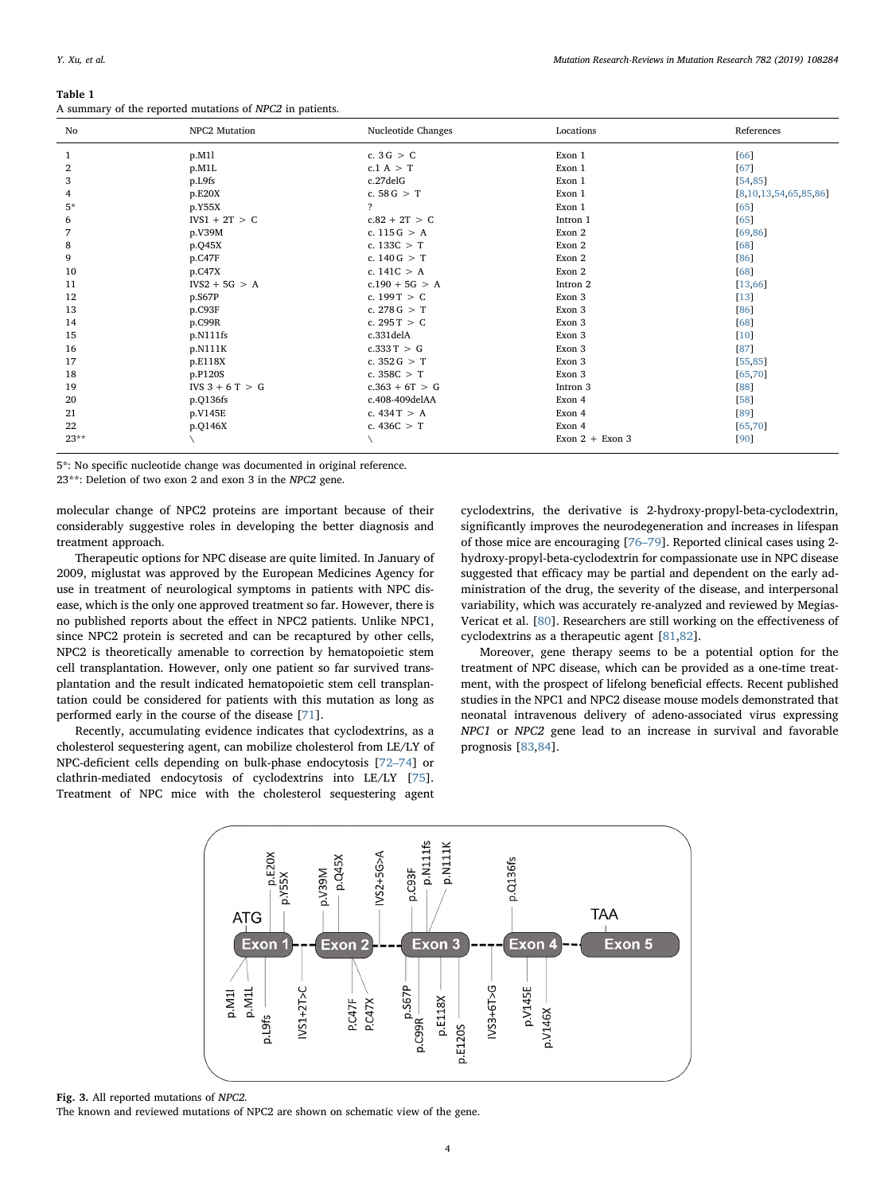**Table 1**
A summary of the reported mutations of *NPC2* in patients.

| No | NPC2 Mutation | Nucleotide Changes | Locations | References |
|---|---|---|---|---|
| 1 | p.M1I | c. 3 G > C | Exon 1 | [66] |
| 2 | p.M1L | c.1 A > T | Exon 1 | [67] |
| 3 | p.L9fs | c.27delG | Exon 1 | [54,85] |
| 4 | p.E20X | c. 58 G > T | Exon 1 | [8,10,13,54,65,85,86] |
| 5* | p.Y55X | ? | Exon 1 | [65] |
| 6 | IVS1 + 2T > C | c.82 + 2T > C | Intron 1 | [65] |
| 7 | p.V39M | c. 115 G > A | Exon 2 | [69,86] |
| 8 | p.Q45X | c. 133C > T | Exon 2 | [68] |
| 9 | p.C47F | c. 140 G > T | Exon 2 | [86] |
| 10 | p.C47X | c. 141C > A | Exon 2 | [68] |
| 11 | IVS2 + 5G > A | c.190 + 5G > A | Intron 2 | [13,66] |
| 12 | p.S67P | c. 199 T > C | Exon 3 | [13] |
| 13 | p.C93F | c. 278 G > T | Exon 3 | [86] |
| 14 | p.C99R | c. 295 T > C | Exon 3 | [68] |
| 15 | p.N111fs | c.331delA | Exon 3 | [10] |
| 16 | p.N111K | c.333 T > G | Exon 3 | [87] |
| 17 | p.E118X | c. 352 G > T | Exon 3 | [55,85] |
| 18 | p.P120S | c. 358C > T | Exon 3 | [65,70] |
| 19 | IVS 3 + 6 T > G | c.363 + 6T > G | Intron 3 | [88] |
| 20 | p.Q136fs | c.408-409delAA | Exon 4 | [58] |
| 21 | p.V145E | c. 434 T > A | Exon 4 | [89] |
| 22 | p.Q146X | c. 436C > T | Exon 4 | [65,70] |
| 23** | \ | \ | Exon 2 + Exon 3 | [90] |

5*: No specific nucleotide change was documented in original reference.
23**: Deletion of two exon 2 and exon 3 in the *NPC2* gene.

molecular change of NPC2 proteins are important because of their considerably suggestive roles in developing the better diagnosis and treatment approach.

Therapeutic options for NPC disease are quite limited. In January of 2009, miglustat was approved by the European Medicines Agency for use in treatment of neurological symptoms in patients with NPC disease, which is the only one approved treatment so far. However, there is no published reports about the effect in NPC2 patients. Unlike NPC1, since NPC2 protein is secreted and can be recaptured by other cells, NPC2 is theoretically amenable to correction by hematopoietic stem cell transplantation. However, only one patient so far survived transplantation and the result indicated hematopoietic stem cell transplantation could be considered for patients with this mutation as long as performed early in the course of the disease [71].

Recently, accumulating evidence indicates that cyclodextrins, as a cholesterol sequestering agent, can mobilize cholesterol from LE/LY of NPC-deficient cells depending on bulk-phase endocytosis [72–74] or clathrin-mediated endocytosis of cyclodextrins into LE/LY [75]. Treatment of NPC mice with the cholesterol sequestering agent cyclodextrins, the derivative is 2-hydroxy-propyl-beta-cyclodextrin, significantly improves the neurodegeneration and increases in lifespan of those mice are encouraging [76–79]. Reported clinical cases using 2-hydroxy-propyl-beta-cyclodextrin for compassionate use in NPC disease suggested that efficacy may be partial and dependent on the early administration of the drug, the severity of the disease, and interpersonal variability, which was accurately re-analyzed and reviewed by Megias-Vericat et al. [80]. Researchers are still working on the effectiveness of cyclodextrins as a therapeutic agent [81,82].

Moreover, gene therapy seems to be a potential option for the treatment of NPC disease, which can be provided as a one-time treatment, with the prospect of lifelong beneficial effects. Recent published studies in the NPC1 and NPC2 disease mouse models demonstrated that neonatal intravenous delivery of adeno-associated virus expressing *NPC1* or *NPC2* gene lead to an increase in survival and favorable prognosis [83,84].

**Fig. 3.** All reported mutations of *NPC2*.
The known and reviewed mutations of NPC2 are shown on schematic view of the gene.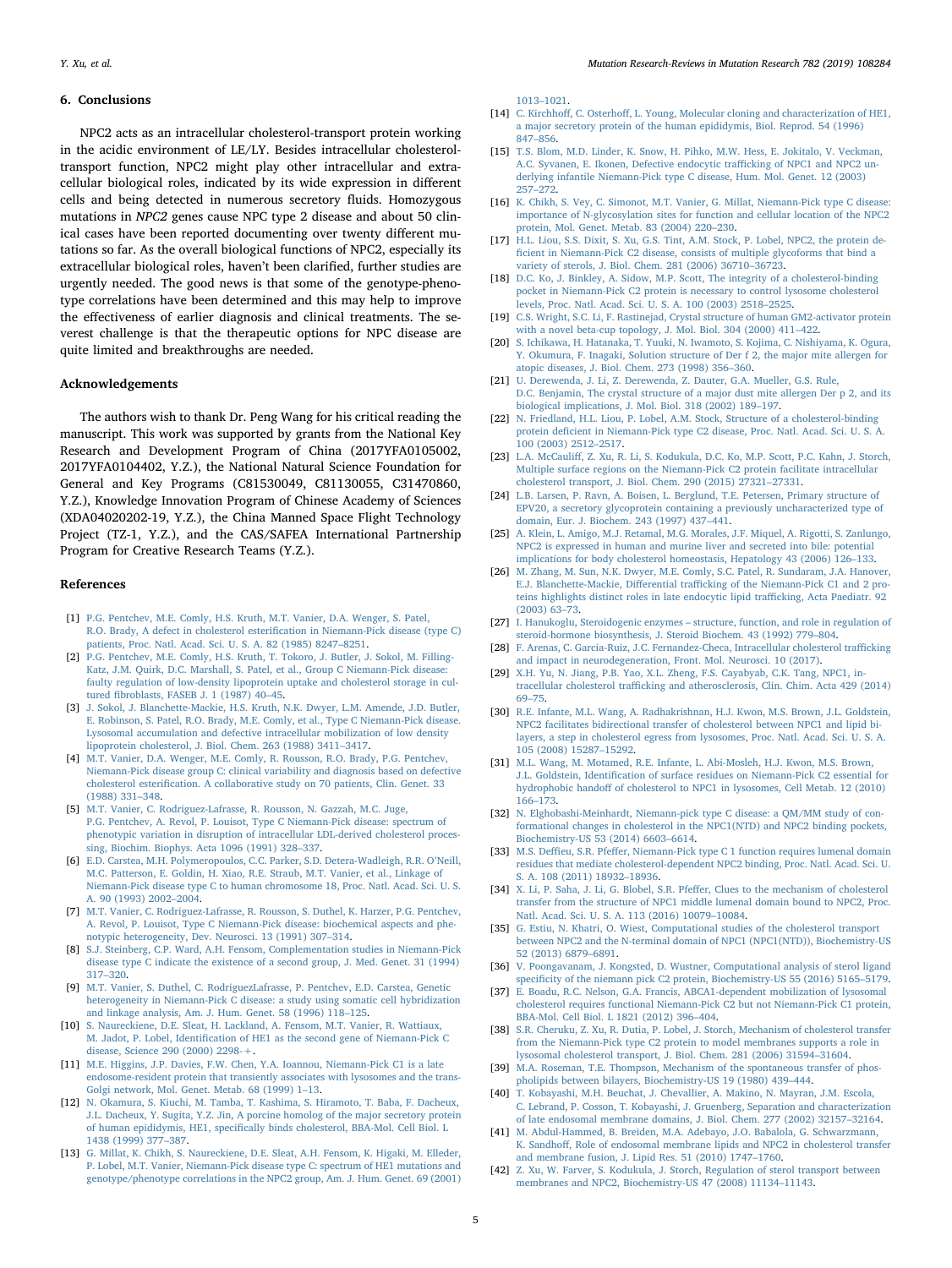## 6. Conclusions

NPC2 acts as an intracellular cholesterol-transport protein working in the acidic environment of LE/LY. Besides intracellular cholesterol-transport function, NPC2 might play other intracellular and extracellular biological roles, indicated by its wide expression in different cells and being detected in numerous secretory fluids. Homozygous mutations in *NPC2* genes cause NPC type 2 disease and about 50 clinical cases have been reported documenting over twenty different mutations so far. As the overall biological functions of NPC2, especially its extracellular biological roles, haven't been clarified, further studies are urgently needed. The good news is that some of the genotype-phenotype correlations have been determined and this may help to improve the effectiveness of earlier diagnosis and clinical treatments. The severest challenge is that the therapeutic options for NPC disease are quite limited and breakthroughs are needed.

## Acknowledgements

The authors wish to thank Dr. Peng Wang for his critical reading the manuscript. This work was supported by grants from the National Key Research and Development Program of China (2017YFA0105002, 2017YFA0104402, Y.Z.), the National Natural Science Foundation for General and Key Programs (C81530049, C81130055, C31470860, Y.Z.), Knowledge Innovation Program of Chinese Academy of Sciences (XDA04020202-19, Y.Z.), the China Manned Space Flight Technology Project (TZ-1, Y.Z.), and the CAS/SAFEA International Partnership Program for Creative Research Teams (Y.Z.).

## References

[1] P.G. Pentchev, M.E. Comly, H.S. Kruth, M.T. Vanier, D.A. Wenger, S. Patel, R.O. Brady, A defect in cholesterol esterification in Niemann-Pick disease (type C) patients, Proc. Natl. Acad. Sci. U. S. A. 82 (1985) 8247–8251.

[2] P.G. Pentchev, M.E. Comly, H.S. Kruth, T. Tokoro, J. Butler, J. Sokol, M. Filling-Katz, J.M. Quirk, D.C. Marshall, S. Patel, et al., Group C Niemann-Pick disease: faulty regulation of low-density lipoprotein uptake and cholesterol storage in cultured fibroblasts, FASEB J. 1 (1987) 40–45.

[3] J. Sokol, J. Blanchette-Mackie, H.S. Kruth, N.K. Dwyer, L.M. Amende, J.D. Butler, E. Robinson, S. Patel, R.O. Brady, M.E. Comly, et al., Type C Niemann-Pick disease. Lysosomal accumulation and defective intracellular mobilization of low density lipoprotein cholesterol, J. Biol. Chem. 263 (1988) 3411–3417.

[4] M.T. Vanier, D.A. Wenger, M.E. Comly, R. Rousson, R.O. Brady, P.G. Pentchev, Niemann-Pick disease group C: clinical variability and diagnosis based on defective cholesterol esterification. A collaborative study on 70 patients, Clin. Genet. 33 (1988) 331–348.

[5] M.T. Vanier, C. Rodriguez-Lafrasse, R. Rousson, N. Gazzah, M.C. Juge, P.G. Pentchev, A. Revol, P. Louisot, Type C Niemann-Pick disease: spectrum of phenotypic variation in disruption of intracellular LDL-derived cholesterol processing, Biochim. Biophys. Acta 1096 (1991) 328–337.

[6] E.D. Carstea, M.H. Polymeropoulos, C.C. Parker, S.D. Detera-Wadleigh, R.R. O'Neill, M.C. Patterson, E. Goldin, H. Xiao, R.E. Straub, M.T. Vanier, et al., Linkage of Niemann-Pick disease type C to human chromosome 18, Proc. Natl. Acad. Sci. U. S. A. 90 (1993) 2002–2004.

[7] M.T. Vanier, C. Rodriguez-Lafrasse, R. Rousson, S. Duthel, K. Harzer, P.G. Pentchev, A. Revol, P. Louisot, Type C Niemann-Pick disease: biochemical aspects and phenotypic heterogeneity, Dev. Neurosci. 13 (1991) 307–314.

[8] S.J. Steinberg, C.P. Ward, A.H. Fensom, Complementation studies in Niemann-Pick disease type C indicate the existence of a second group, J. Med. Genet. 31 (1994) 317–320.

[9] M.T. Vanier, S. Duthel, C. RodriguezLafrasse, P. Pentchev, E.D. Carstea, Genetic heterogeneity in Niemann-Pick C disease: a study using somatic cell hybridization and linkage analysis, Am. J. Hum. Genet. 58 (1996) 118–125.

[10] S. Naureckiene, D.E. Sleat, H. Lackland, A. Fensom, M.T. Vanier, R. Wattiaux, M. Jadot, P. Lobel, Identification of HE1 as the second gene of Niemann-Pick C disease, Science 290 (2000) 2298-+.

[11] M.E. Higgins, J.P. Davies, F.W. Chen, Y.A. Ioannou, Niemann-Pick C1 is a late endosome-resident protein that transiently associates with lysosomes and the trans-Golgi network, Mol. Genet. Metab. 68 (1999) 1–13.

[12] N. Okamura, S. Kiuchi, M. Tamba, T. Kashima, S. Hiramoto, T. Baba, F. Dacheux, J.L. Dacheux, Y. Sugita, Y.Z. Jin, A porcine homolog of the major secretory protein of human epididymis, HE1, specifically binds cholesterol, BBA-Mol. Cell Biol. L 1438 (1999) 377–387.

[13] G. Millat, K. Chikh, S. Naureckiene, D.E. Sleat, A.H. Fensom, K. Higaki, M. Elleder, P. Lobel, M.T. Vanier, Niemann-Pick disease type C: spectrum of HE1 mutations and genotype/phenotype correlations in the NPC2 group, Am. J. Hum. Genet. 69 (2001) 1013–1021.

[14] C. Kirchhoff, C. Osterhoff, L. Young, Molecular cloning and characterization of HE1, a major secretory protein of the human epididymis, Biol. Reprod. 54 (1996) 847–856.

[15] T.S. Blom, M.D. Linder, K. Snow, H. Pihko, M.W. Hess, E. Jokitalo, V. Veckman, A.C. Syvanen, E. Ikonen, Defective endocytic trafficking of NPC1 and NPC2 underlying infantile Niemann-Pick type C disease, Hum. Mol. Genet. 12 (2003) 257–272.

[16] K. Chikh, S. Vey, C. Simonot, M.T. Vanier, G. Millat, Niemann-Pick type C disease: importance of N-glycosylation sites for function and cellular location of the NPC2 protein, Mol. Genet. Metab. 83 (2004) 220–230.

[17] H.L. Liou, S.S. Dixit, S. Xu, G.S. Tint, A.M. Stock, P. Lobel, NPC2, the protein deficient in Niemann-Pick C2 disease, consists of multiple glycoforms that bind a variety of sterols, J. Biol. Chem. 281 (2006) 36710–36723.

[18] D.C. Ko, J. Binkley, A. Sidow, M.P. Scott, The integrity of a cholesterol-binding pocket in Niemann-Pick C2 protein is necessary to control lysosome cholesterol levels, Proc. Natl. Acad. Sci. U. S. A. 100 (2003) 2518–2525.

[19] C.S. Wright, S.C. Li, F. Rastinejad, Crystal structure of human GM2-activator protein with a novel beta-cup topology, J. Mol. Biol. 304 (2000) 411–422.

[20] S. Ichikawa, H. Hatanaka, T. Yuuki, N. Iwamoto, S. Kojima, C. Nishiyama, K. Ogura, Y. Okumura, F. Inagaki, Solution structure of Der f 2, the major mite allergen for atopic diseases, J. Biol. Chem. 273 (1998) 356–360.

[21] U. Derewenda, J. Li, Z. Derewenda, Z. Dauter, G.A. Mueller, G.S. Rule, D.C. Benjamin, The crystal structure of a major dust mite allergen Der p 2, and its biological implications, J. Mol. Biol. 318 (2002) 189–197.

[22] N. Friedland, H.L. Liou, P. Lobel, A.M. Stock, Structure of a cholesterol-binding protein deficient in Niemann-Pick type C2 disease, Proc. Natl. Acad. Sci. U. S. A. 100 (2003) 2512–2517.

[23] L.A. McCauliff, Z. Xu, R. Li, S. Kodukula, D.C. Ko, M.P. Scott, P.C. Kahn, J. Storch, Multiple surface regions on the Niemann-Pick C2 protein facilitate intracellular cholesterol transport, J. Biol. Chem. 290 (2015) 27321–27331.

[24] L.B. Larsen, P. Ravn, A. Boisen, L. Berglund, T.E. Petersen, Primary structure of EPV20, a secretory glycoprotein containing a previously uncharacterized type of domain, Eur. J. Biochem. 243 (1997) 437–441.

[25] A. Klein, L. Amigo, M.J. Retamal, M.G. Morales, J.F. Miquel, A. Rigotti, S. Zanlungo, NPC2 is expressed in human and murine liver and secreted into bile: potential implications for body cholesterol homeostasis, Hepatology 43 (2006) 126–133.

[26] M. Zhang, M. Sun, N.K. Dwyer, M.E. Comly, S.C. Patel, R. Sundaram, J.A. Hanover, E.J. Blanchette-Mackie, Differential trafficking of the Niemann-Pick C1 and 2 proteins highlights distinct roles in late endocytic lipid trafficking, Acta Paediatr. 92 (2003) 63–73.

[27] I. Hanukoglu, Steroidogenic enzymes – structure, function, and role in regulation of steroid-hormone biosynthesis, J. Steroid Biochem. 43 (1992) 779–804.

[28] F. Arenas, C. Garcia-Ruiz, J.C. Fernandez-Checa, Intracellular cholesterol trafficking and impact in neurodegeneration, Front. Mol. Neurosci. 10 (2017).

[29] X.H. Yu, N. Jiang, P.B. Yao, X.L. Zheng, F.S. Cayabyab, C.K. Tang, NPC1, intracellular cholesterol trafficking and atherosclerosis, Clin. Chim. Acta 429 (2014) 69–75.

[30] R.E. Infante, M.L. Wang, A. Radhakrishnan, H.J. Kwon, M.S. Brown, J.L. Goldstein, NPC2 facilitates bidirectional transfer of cholesterol between NPC1 and lipid bilayers, a step in cholesterol egress from lysosomes, Proc. Natl. Acad. Sci. U. S. A. 105 (2008) 15287–15292.

[31] M.L. Wang, M. Motamed, R.E. Infante, L. Abi-Mosleh, H.J. Kwon, M.S. Brown, J.L. Goldstein, Identification of surface residues on Niemann-Pick C2 essential for hydrophobic handoff of cholesterol to NPC1 in lysosomes, Cell Metab. 12 (2010) 166–173.

[32] N. Elghobashi-Meinhardt, Niemann-pick type C disease: a QM/MM study of conformational changes in cholesterol in the NPC1(NTD) and NPC2 binding pockets, Biochemistry-US 53 (2014) 6603–6614.

[33] M.S. Deffieu, S.R. Pfeffer, Niemann-Pick type C 1 function requires lumenal domain residues that mediate cholesterol-dependent NPC2 binding, Proc. Natl. Acad. Sci. U. S. A. 108 (2011) 18932–18936.

[34] X. Li, P. Saha, J. Li, G. Blobel, S.R. Pfeffer, Clues to the mechanism of cholesterol transfer from the structure of NPC1 middle lumenal domain bound to NPC2, Proc. Natl. Acad. Sci. U. S. A. 113 (2016) 10079–10084.

[35] G. Estiu, N. Khatri, O. Wiest, Computational studies of the cholesterol transport between NPC2 and the N-terminal domain of NPC1 (NPC1(NTD)), Biochemistry-US 52 (2013) 6879–6891.

[36] V. Poongavanam, J. Kongsted, D. Wustner, Computational analysis of sterol ligand specificity of the niemann pick C2 protein, Biochemistry-US 55 (2016) 5165–5179.

[37] E. Boadu, R.C. Nelson, G.A. Francis, ABCA1-dependent mobilization of lysosomal cholesterol requires functional Niemann-Pick C2 but not Niemann-Pick C1 protein, BBA-Mol. Cell Biol. L 1821 (2012) 396–404.

[38] S.R. Cheruku, Z. Xu, R. Dutia, P. Lobel, J. Storch, Mechanism of cholesterol transfer from the Niemann-Pick type C2 protein to model membranes supports a role in lysosomal cholesterol transport, J. Biol. Chem. 281 (2006) 31594–31604.

[39] M.A. Roseman, T.E. Thompson, Mechanism of the spontaneous transfer of phospholipids between bilayers, Biochemistry-US 19 (1980) 439–444.

[40] T. Kobayashi, M.H. Beuchat, J. Chevallier, A. Makino, N. Mayran, J.M. Escola, C. Lebrand, P. Cosson, T. Kobayashi, J. Gruenberg, Separation and characterization of late endosomal membrane domains, J. Biol. Chem. 277 (2002) 32157–32164.

[41] M. Abdul-Hammed, B. Breiden, M.A. Adebayo, J.O. Babalola, G. Schwarzmann, K. Sandhoff, Role of endosomal membrane lipids and NPC2 in cholesterol transfer and membrane fusion, J. Lipid Res. 51 (2010) 1747–1760.

[42] Z. Xu, W. Farver, S. Kodukula, J. Storch, Regulation of sterol transport between membranes and NPC2, Biochemistry-US 47 (2008) 11134–11143.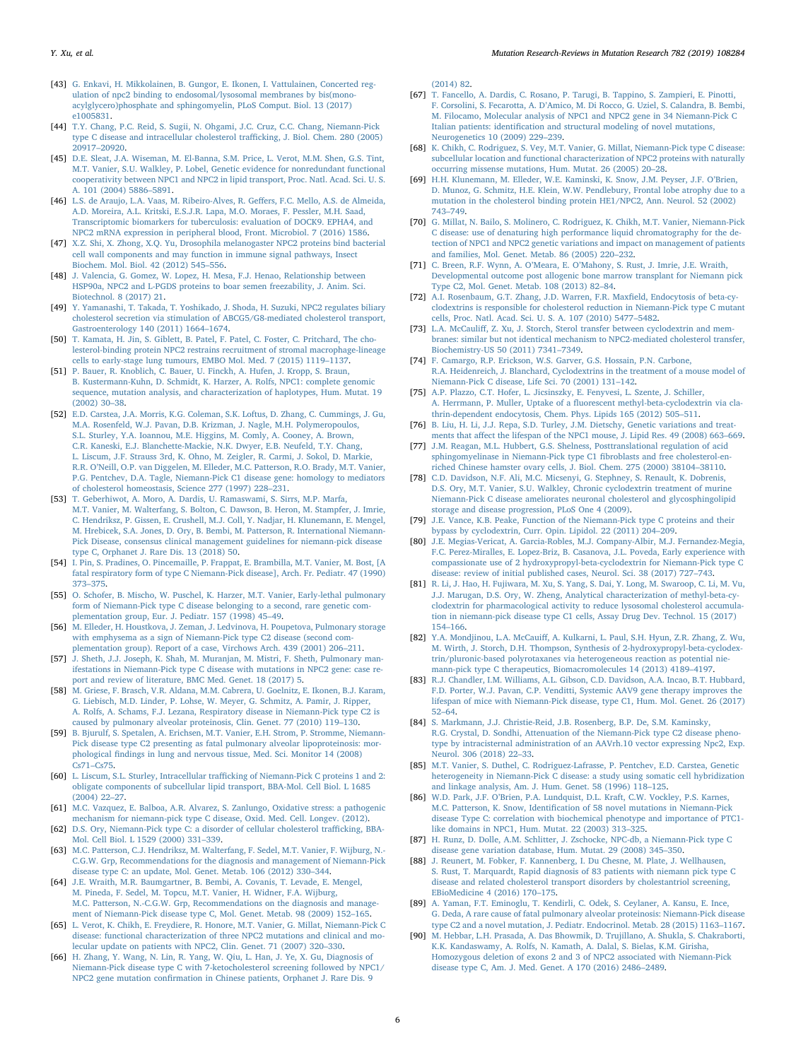[43] G. Enkavi, H. Mikkolainen, B. Gungor, E. Ikonen, I. Vattulainen, Concerted regulation of npc2 binding to endosomal/lysosomal membranes by bis(monoacylglycero)phosphate and sphingomyelin, PLoS Comput. Biol. 13 (2017) e1005831.

[44] T.Y. Chang, P.C. Reid, S. Sugii, N. Ohgami, J.C. Cruz, C.C. Chang, Niemann-Pick type C disease and intracellular cholesterol trafficking, J. Biol. Chem. 280 (2005) 20917–20920.

[45] D.E. Sleat, J.A. Wiseman, M. El-Banna, S.M. Price, L. Verot, M.M. Shen, G.S. Tint, M.T. Vanier, S.U. Walkley, P. Lobel, Genetic evidence for nonredundant functional cooperativity between NPC1 and NPC2 in lipid transport, Proc. Natl. Acad. Sci. U. S. A. 101 (2004) 5886–5891.

[46] L.S. de Araujo, L.A. Vaas, M. Ribeiro-Alves, R. Geffers, F.C. Mello, A.S. de Almeida, A.D. Moreira, A.L. Kritski, E.S.J.R. Lapa, M.O. Moraes, F. Pessler, M.H. Saad, Transcriptomic biomarkers for tuberculosis: evaluation of DOCK9. EPHA4, and NPC2 mRNA expression in peripheral blood, Front. Microbiol. 7 (2016) 1586.

[47] X.Z. Shi, X. Zhong, X.Q. Yu, Drosophila melanogaster NPC2 proteins bind bacterial cell wall components and may function in immune signal pathways, Insect Biochem. Mol. Biol. 42 (2012) 545–556.

[48] J. Valencia, G. Gomez, W. Lopez, H. Mesa, F.J. Henao, Relationship between HSP90a, NPC2 and L-PGDS proteins to boar semen freezability, J. Anim. Sci. Biotechnol. 8 (2017) 21.

[49] Y. Yamanashi, T. Takada, T. Yoshikado, J. Shoda, H. Suzuki, NPC2 regulates biliary cholesterol secretion via stimulation of ABCG5/G8-mediated cholesterol transport, Gastroenterology 140 (2011) 1664–1674.

[50] T. Kamata, H. Jin, S. Giblett, B. Patel, F. Patel, C. Foster, C. Pritchard, The cholesterol-binding protein NPC2 restrains recruitment of stromal macrophage-lineage cells to early-stage lung tumours, EMBO Mol. Med. 7 (2015) 1119–1137.

[51] P. Bauer, R. Knoblich, C. Bauer, U. Finckh, A. Hufen, J. Kropp, S. Braun, B. Kustermann-Kuhn, D. Schmidt, K. Harzer, A. Rolfs, NPC1: complete genomic sequence, mutation analysis, and characterization of haplotypes, Hum. Mutat. 19 (2002) 30–38.

[52] E.D. Carstea, J.A. Morris, K.G. Coleman, S.K. Loftus, D. Zhang, C. Cummings, J. Gu, M.A. Rosenfeld, W.J. Pavan, D.B. Krizman, J. Nagle, M.H. Polymeropoulos, S.L. Sturley, Y.A. Ioannou, M.E. Higgins, M. Comly, A. Cooney, A. Brown, C.R. Kaneski, E.J. Blanchette-Mackie, N.K. Dwyer, E.B. Neufeld, T.Y. Chang, L. Liscum, J.F. Strauss 3rd, K. Ohno, M. Zeigler, R. Carmi, J. Sokol, D. Markie, R.R. O'Neill, O.P. van Diggelen, M. Elleder, M.C. Patterson, R.O. Brady, M.T. Vanier, P.G. Pentchev, D.A. Tagle, Niemann-Pick C1 disease gene: homology to mediators of cholesterol homeostasis, Science 277 (1997) 228–231.

[53] T. Geberhiwot, A. Moro, A. Dardis, U. Ramaswami, S. Sirrs, M.P. Marfa, M.T. Vanier, M. Walterfang, S. Bolton, C. Dawson, B. Heron, M. Stampfer, J. Imrie, C. Hendriksz, P. Gissen, E. Crushell, M.J. Coll, Y. Nadjar, H. Klunemann, E. Mengel, M. Hrebicek, S.A. Jones, D. Ory, B. Bembi, M. Patterson, R. International Niemann-Pick Disease, consensus clinical management guidelines for niemann-pick disease type C, Orphanet J. Rare Dis. 13 (2018) 50.

[54] I. Pin, S. Pradines, O. Pincemaille, P. Frappat, E. Brambilla, M.T. Vanier, M. Bost, [A fatal respiratory form of type C Niemann-Pick disease], Arch. Fr. Pediatr. 47 (1990) 373–375.

[55] O. Schofer, B. Mischo, W. Puschel, K. Harzer, M.T. Vanier, Early-lethal pulmonary form of Niemann-Pick type C disease belonging to a second, rare genetic complementation group, Eur. J. Pediatr. 157 (1998) 45–49.

[56] M. Elleder, H. Houstkova, J. Zeman, J. Ledvinova, H. Poupetova, Pulmonary storage with emphysema as a sign of Niemann-Pick type C2 disease (second complementation group). Report of a case, Virchows Arch. 439 (2001) 206–211.

[57] J. Sheth, J.J. Joseph, K. Shah, M. Muranjan, M. Mistri, F. Sheth, Pulmonary manifestations in Niemann-Pick type C disease with mutations in NPC2 gene: case report and review of literature, BMC Med. Genet. 18 (2017) 5.

[58] M. Griese, F. Brasch, V.R. Aldana, M.M. Cabrera, U. Goelnitz, E. Ikonen, B.J. Karam, G. Liebisch, M.D. Linder, P. Lohse, W. Meyer, G. Schmitz, A. Pamir, J. Ripper, A. Rolfs, A. Schams, F.J. Lezana, Respiratory disease in Niemann-Pick type C2 is caused by pulmonary alveolar proteinosis, Clin. Genet. 77 (2010) 119–130.

[59] B. Bjurulf, S. Spetalen, A. Erichsen, M.T. Vanier, E.H. Strom, P. Stromme, Niemann-Pick disease type C2 presenting as fatal pulmonary alveolar lipoproteinosis: morphological findings in lung and nervous tissue, Med. Sci. Monitor 14 (2008) Cs71–Cs75.

[60] L. Liscum, S.L. Sturley, Intracellular trafficking of Niemann-Pick C proteins 1 and 2: obligate components of subcellular lipid transport, BBA-Mol. Cell Biol. L 1685 (2004) 22–27.

[61] M.C. Vazquez, E. Balboa, A.R. Alvarez, S. Zanlungo, Oxidative stress: a pathogenic mechanism for niemann-pick type C disease, Oxid. Med. Cell. Longev. (2012).

[62] D.S. Ory, Niemann-Pick type C: a disorder of cellular cholesterol trafficking, BBA-Mol. Cell Biol. L 1529 (2000) 331–339.

[63] M.C. Patterson, C.J. Hendriksz, M. Walterfang, F. Sedel, M.T. Vanier, F. Wijburg, N.-C.G.W. Grp, Recommendations for the diagnosis and management of Niemann-Pick disease type C: an update, Mol. Genet. Metab. 106 (2012) 330–344.

[64] J.E. Wraith, M.R. Baumgartner, B. Bembi, A. Covanis, T. Levade, E. Mengel, M. Pineda, F. Sedel, M. Topcu, M.T. Vanier, H. Widner, F.A. Wijburg, M.C. Patterson, N.-C.G.W. Grp, Recommendations on the diagnosis and management of Niemann-Pick disease type C, Mol. Genet. Metab. 98 (2009) 152–165.

[65] L. Verot, K. Chikh, E. Freydiere, R. Honore, M.T. Vanier, G. Millat, Niemann-Pick C disease: functional characterization of three NPC2 mutations and clinical and molecular update on patients with NPC2, Clin. Genet. 71 (2007) 320–330.

[66] H. Zhang, Y. Wang, N. Lin, R. Yang, W. Qiu, L. Han, J. Ye, X. Gu, Diagnosis of Niemann-Pick disease type C with 7-ketocholesterol screening followed by NPC1/NPC2 gene mutation confirmation in Chinese patients, Orphanet J. Rare Dis. 9 (2014) 82.

[67] T. Fancello, A. Dardis, C. Rosano, P. Tarugi, B. Tappino, S. Zampieri, E. Pinotti, F. Corsolini, S. Fecarotta, A. D'Amico, M. Di Rocco, G. Uziel, S. Calandra, B. Bembi, M. Filocamo, Molecular analysis of NPC1 and NPC2 gene in 34 Niemann-Pick C Italian patients: identification and structural modeling of novel mutations, Neurogenetics 10 (2009) 229–239.

[68] K. Chikh, C. Rodriguez, S. Vey, M.T. Vanier, G. Millat, Niemann-Pick type C disease: subcellular location and functional characterization of NPC2 proteins with naturally occurring missense mutations, Hum. Mutat. 26 (2005) 20–28.

[69] H.H. Klunemann, M. Elleder, W.E. Kaminski, K. Snow, J.M. Peyser, J.F. O'Brien, D. Munoz, G. Schmitz, H.E. Klein, W.W. Pendlebury, Frontal lobe atrophy due to a mutation in the cholesterol binding protein HE1/NPC2, Ann. Neurol. 52 (2002) 743–749.

[70] G. Millat, N. Bailo, S. Molinero, C. Rodriguez, K. Chikh, M.T. Vanier, Niemann-Pick C disease: use of denaturing high performance liquid chromatography for the detection of NPC1 and NPC2 genetic variations and impact on management of patients and families, Mol. Genet. Metab. 86 (2005) 220–232.

[71] C. Breen, R.F. Wynn, A. O'Meara, E. O'Mahony, S. Rust, J. Imrie, J.E. Wraith, Developmental outcome post allogenic bone marrow transplant for Niemann pick Type C2, Mol. Genet. Metab. 108 (2013) 82–84.

[72] A.I. Rosenbaum, G.T. Zhang, J.D. Warren, F.R. Maxfield, Endocytosis of beta-cyclodextrins is responsible for cholesterol reduction in Niemann-Pick type C mutant cells, Proc. Natl. Acad. Sci. U. S. A. 107 (2010) 5477–5482.

[73] L.A. McCauliff, Z. Xu, J. Storch, Sterol transfer between cyclodextrin and membranes: similar but not identical mechanism to NPC2-mediated cholesterol transfer, Biochemistry-US 50 (2011) 7341–7349.

[74] F. Camargo, R.P. Erickson, W.S. Garver, G.S. Hossain, P.N. Carbone, R.A. Heidenreich, J. Blanchard, Cyclodextrins in the treatment of a mouse model of Niemann-Pick C disease, Life Sci. 70 (2001) 131–142.

[75] A.P. Plazzo, C.T. Hofer, L. Jicsinszky, E. Fenyvesi, L. Szente, J. Schiller, A. Herrmann, P. Muller, Uptake of a fluorescent methyl-beta-cyclodextrin via clathrin-dependent endocytosis, Chem. Phys. Lipids 165 (2012) 505–511.

[76] B. Liu, H. Li, J.J. Repa, S.D. Turley, J.M. Dietschy, Genetic variations and treatments that affect the lifespan of the NPC1 mouse, J. Lipid Res. 49 (2008) 663–669.

[77] J.M. Reagan, M.L. Hubbert, G.S. Shelness, Posttranslational regulation of acid sphingomyelinase in Niemann-Pick type C1 fibroblasts and free cholesterol-enriched Chinese hamster ovary cells, J. Biol. Chem. 275 (2000) 38104–38110.

[78] C.D. Davidson, N.F. Ali, M.C. Micsenyi, G. Stephney, S. Renault, K. Dobrenis, D.S. Ory, M.T. Vanier, S.U. Walkley, Chronic cyclodextrin treatment of murine Niemann-Pick C disease ameliorates neuronal cholesterol and glycosphingolipid storage and disease progression, PLoS One 4 (2009).

[79] J.E. Vance, K.B. Peake, Function of the Niemann-Pick type C proteins and their bypass by cyclodextrin, Curr. Opin. Lipidol. 22 (2011) 204–209.

[80] J.E. Megias-Vericat, A. Garcia-Robles, M.J. Company-Albir, M.J. Fernandez-Megia, F.C. Perez-Miralles, E. Lopez-Briz, B. Casanova, J.L. Poveda, Early experience with compassionate use of 2 hydroxypropyl-beta-cyclodextrin for Niemann-Pick type C disease: review of initial published cases, Neurol. Sci. 38 (2017) 727–743.

[81] R. Li, J. Hao, H. Fujiwara, M. Xu, S. Yang, S. Dai, Y. Long, M. Swaroop, C. Li, M. Vu, J.J. Marugan, D.S. Ory, W. Zheng, Analytical characterization of methyl-beta-cyclodextrin for pharmacological activity to reduce lysosomal cholesterol accumulation in niemann-pick disease type C1 cells, Assay Drug Dev. Technol. 15 (2017) 154–166.

[82] Y.A. Mondjinou, L.A. McCauliff, A. Kulkarni, L. Paul, S.H. Hyun, Z.R. Zhang, Z. Wu, M. Wirth, J. Storch, D.H. Thompson, Synthesis of 2-hydroxypropyl-beta-cyclodextrin/pluronic-based polyrotaxanes via heterogeneous reaction as potential niemann-pick type C therapeutics, Biomacromolecules 14 (2013) 4189–4197.

[83] R.J. Chandler, I.M. Williams, A.L. Gibson, C.D. Davidson, A.A. Incao, B.T. Hubbard, F.D. Porter, W.J. Pavan, C.P. Venditti, Systemic AAV9 gene therapy improves the lifespan of mice with Niemann-Pick disease, type C1, Hum. Mol. Genet. 26 (2017) 52–64.

[84] S. Markmann, J.J. Christie-Reid, J.B. Rosenberg, B.P. De, S.M. Kaminsky, R.G. Crystal, D. Sondhi, Attenuation of the Niemann-Pick type C2 disease phenotype by intracisternal administration of an AAVrh.10 vector expressing Npc2, Exp. Neurol. 306 (2018) 22–33.

[85] M.T. Vanier, S. Duthel, C. Rodriguez-Lafrasse, P. Pentchev, E.D. Carstea, Genetic heterogeneity in Niemann-Pick C disease: a study using somatic cell hybridization and linkage analysis, Am. J. Hum. Genet. 58 (1996) 118–125.

[86] W.D. Park, J.F. O'Brien, P.A. Lundquist, D.L. Kraft, C.W. Vockley, P.S. Karnes, M.C. Patterson, K. Snow, Identification of 58 novel mutations in Niemann-Pick disease Type C: correlation with biochemical phenotype and importance of PTC1-like domains in NPC1, Hum. Mutat. 22 (2003) 313–325.

[87] H. Runz, D. Dolle, A.M. Schlitter, J. Zschocke, NPC-db, a Niemann-Pick type C disease gene variation database, Hum. Mutat. 29 (2008) 345–350.

[88] J. Reunert, M. Fobker, F. Kannenberg, I. Du Chesne, M. Plate, J. Wellhausen, S. Rust, T. Marquardt, Rapid diagnosis of 83 patients with niemann pick type C disease and related cholesterol transport disorders by cholestantriol screening, EBioMedicine 4 (2016) 170–175.

[89] A. Yaman, F.T. Eminoglu, T. Kendirli, C. Odek, S. Ceylaner, A. Kansu, E. Ince, G. Deda, A rare cause of fatal pulmonary alveolar proteinosis: Niemann-Pick disease type C2 and a novel mutation, J. Pediatr. Endocrinol. Metab. 28 (2015) 1163–1167.

[90] M. Hebbar, L.H. Prasada, A. Das Bhowmik, D. Trujillano, A. Shukla, S. Chakraborti, K.K. Kandaswamy, A. Rolfs, N. Kamath, A. Dalal, S. Bielas, K.M. Girisha, Homozygous deletion of exons 2 and 3 of NPC2 associated with Niemann-Pick disease type C, Am. J. Med. Genet. A 170 (2016) 2486–2489.